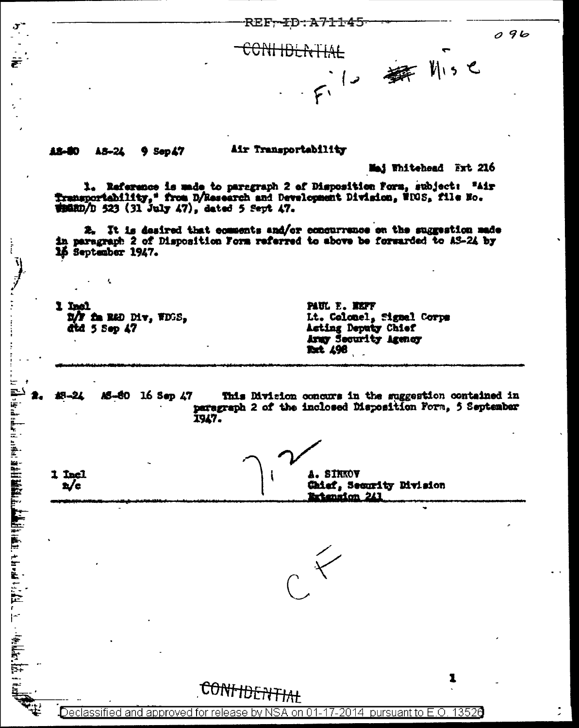REF-ID:A71145

CONFIDENTIAL

File Misc

AS-80 AS-24 9 Sep 47 Air Transportability

Maj Whitehead Ext 216

1. Reference is made to paragraph 2 of Disposition Form, subject: "Air Transportability," from D/Research and Development Division, WDGS, file No. WDGRD/D 523 (31 July 47), dated 5 Sept 47.

2. It is desired that comments and/or concurrence on the suggestion made in paragraph 2 of Disposition Form referred to above be forwarded to AS-24 by 16 September 1947.

1 Incl
D/F fm R&D Div, WDGS,
dtd 5 Sep 47

PAUL E. NEFF
Lt. Colonel, Signal Corps
Acting Deputy Chief
Army Security Agency
Ext 498

---

2. AS-24 AS-80 16 Sep 47 This Division concurs in the suggestion contained in paragraph 2 of the inclosed Disposition Form, 5 September 1947.

1 Incl
n/c

A. SINKOV
Chief, Security Division
Extension 241

---

CF

CONFIDENTIAL

Declassified and approved for release by NSA on 01-17-2014 pursuant to E.O. 13526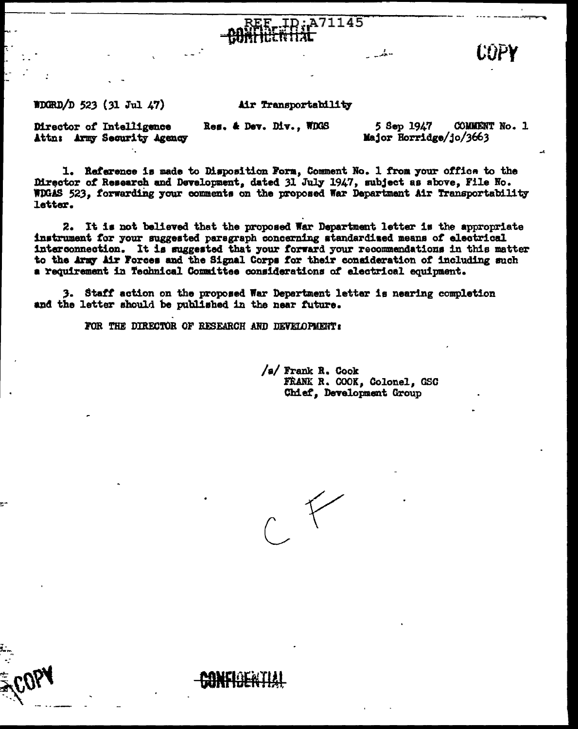REF ID:A71145

CONFIDENTIAL

COPY

WDGRD/D 523 (31 Jul 47) Air Transportability

Director of Intelligence Res. & Dev. Div., WDGS 5 Sep 1947 COMMENT No. 1
Attn: Army Security Agency Major Horridge/jo/3663

1. Reference is made to Disposition Form, Comment No. 1 from your office to the Director of Research and Development, dated 31 July 1947, subject as above, File No. WDGAS 523, forwarding your comments on the proposed War Department Air Transportability letter.

2. It is not believed that the proposed War Department letter is the appropriate instrument for your suggested paragraph concerning standardized means of electrical interconnection. It is suggested that your forward your recommendations in this matter to the Army Air Forces and the Signal Corps for their consideration of including such a requirement in Technical Committee considerations of electrical equipment.

3. Staff action on the proposed War Department letter is nearing completion and the letter should be published in the near future.

FOR THE DIRECTOR OF RESEARCH AND DEVELOPMENT:

/s/ Frank R. Cook
FRANK R. COOK, Colonel, GSC
Chief, Development Group

CF

COPY

CONFIDENTIAL